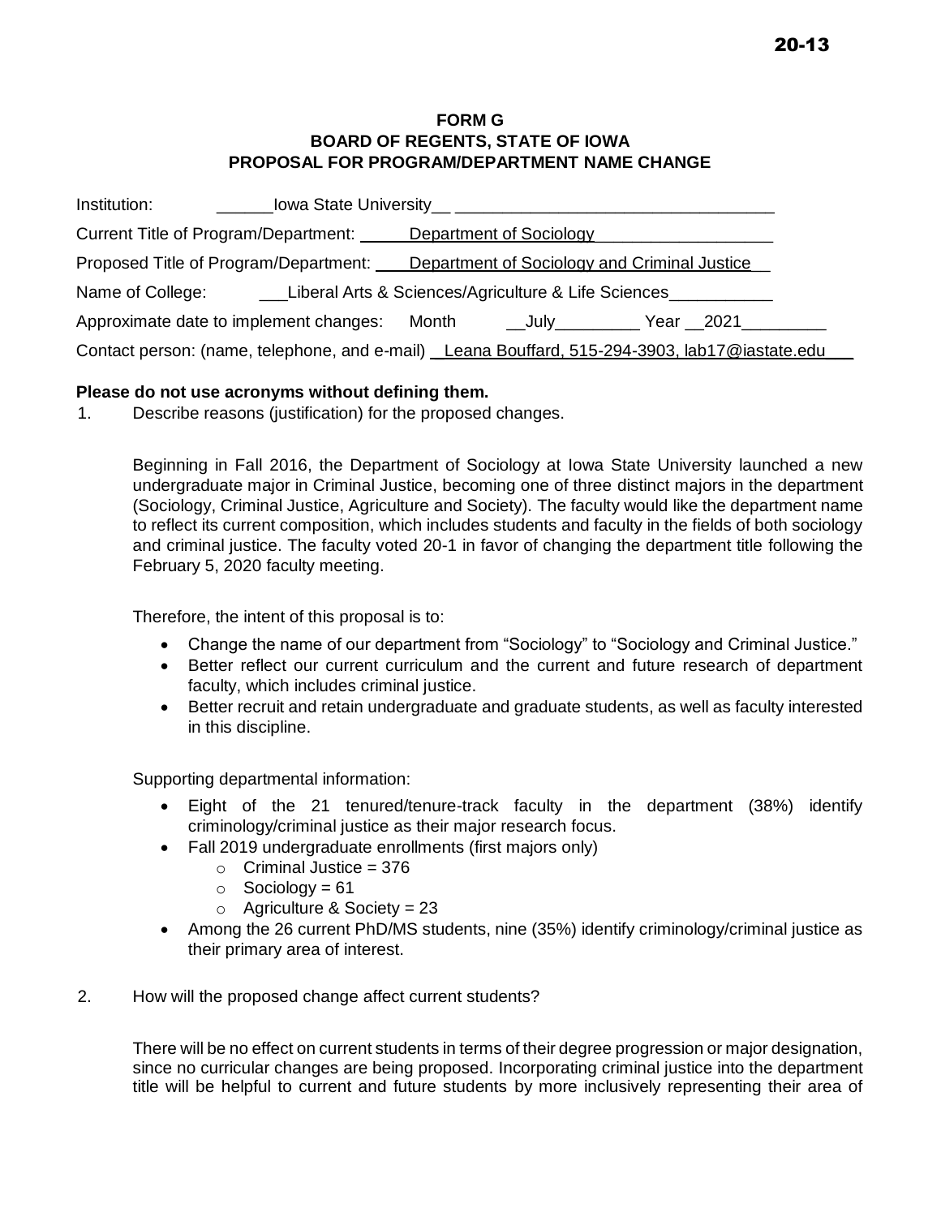**20-13**

**FORM G**
**BOARD OF REGENTS, STATE OF IOWA**
**PROPOSAL FOR PROGRAM/DEPARTMENT NAME CHANGE**

Institution: Iowa State University

Current Title of Program/Department: Department of Sociology

Proposed Title of Program/Department: Department of Sociology and Criminal Justice

Name of College: Liberal Arts & Sciences/Agriculture & Life Sciences

Approximate date to implement changes: Month July Year 2021

Contact person: (name, telephone, and e-mail) Leana Bouffard, 515-294-3903, lab17@iastate.edu

**Please do not use acronyms without defining them.**

1. Describe reasons (justification) for the proposed changes.

   Beginning in Fall 2016, the Department of Sociology at Iowa State University launched a new undergraduate major in Criminal Justice, becoming one of three distinct majors in the department (Sociology, Criminal Justice, Agriculture and Society). The faculty would like the department name to reflect its current composition, which includes students and faculty in the fields of both sociology and criminal justice. The faculty voted 20-1 in favor of changing the department title following the February 5, 2020 faculty meeting.

   Therefore, the intent of this proposal is to:

   - Change the name of our department from "Sociology" to "Sociology and Criminal Justice."
   - Better reflect our current curriculum and the current and future research of department faculty, which includes criminal justice.
   - Better recruit and retain undergraduate and graduate students, as well as faculty interested in this discipline.

   Supporting departmental information:

   - Eight of the 21 tenured/tenure-track faculty in the department (38%) identify criminology/criminal justice as their major research focus.
   - Fall 2019 undergraduate enrollments (first majors only)
     - Criminal Justice = 376
     - Sociology = 61
     - Agriculture & Society = 23
   - Among the 26 current PhD/MS students, nine (35%) identify criminology/criminal justice as their primary area of interest.

2. How will the proposed change affect current students?

   There will be no effect on current students in terms of their degree progression or major designation, since no curricular changes are being proposed. Incorporating criminal justice into the department title will be helpful to current and future students by more inclusively representing their area of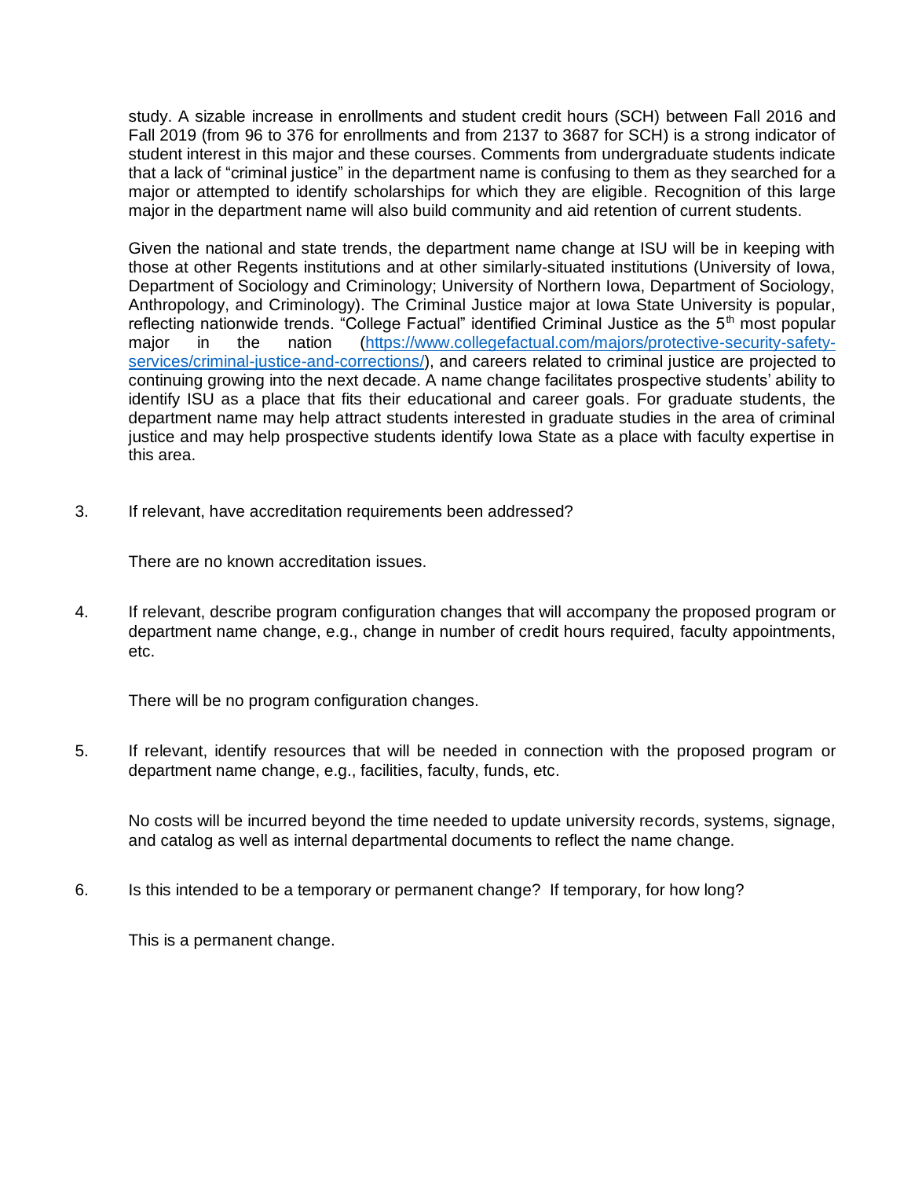study. A sizable increase in enrollments and student credit hours (SCH) between Fall 2016 and Fall 2019 (from 96 to 376 for enrollments and from 2137 to 3687 for SCH) is a strong indicator of student interest in this major and these courses. Comments from undergraduate students indicate that a lack of "criminal justice" in the department name is confusing to them as they searched for a major or attempted to identify scholarships for which they are eligible. Recognition of this large major in the department name will also build community and aid retention of current students.

Given the national and state trends, the department name change at ISU will be in keeping with those at other Regents institutions and at other similarly-situated institutions (University of Iowa, Department of Sociology and Criminology; University of Northern Iowa, Department of Sociology, Anthropology, and Criminology). The Criminal Justice major at Iowa State University is popular, reflecting nationwide trends. "College Factual" identified Criminal Justice as the 5th most popular major in the nation ([https://www.collegefactual.com/majors/protective-security-safety-services/criminal-justice-and-corrections/](https://www.collegefactual.com/majors/protective-security-safety-services/criminal-justice-and-corrections/)), and careers related to criminal justice are projected to continuing growing into the next decade. A name change facilitates prospective students' ability to identify ISU as a place that fits their educational and career goals. For graduate students, the department name may help attract students interested in graduate studies in the area of criminal justice and may help prospective students identify Iowa State as a place with faculty expertise in this area.

3. If relevant, have accreditation requirements been addressed?

   There are no known accreditation issues.

4. If relevant, describe program configuration changes that will accompany the proposed program or department name change, e.g., change in number of credit hours required, faculty appointments, etc.

   There will be no program configuration changes.

5. If relevant, identify resources that will be needed in connection with the proposed program or department name change, e.g., facilities, faculty, funds, etc.

   No costs will be incurred beyond the time needed to update university records, systems, signage, and catalog as well as internal departmental documents to reflect the name change.

6. Is this intended to be a temporary or permanent change? If temporary, for how long?

   This is a permanent change.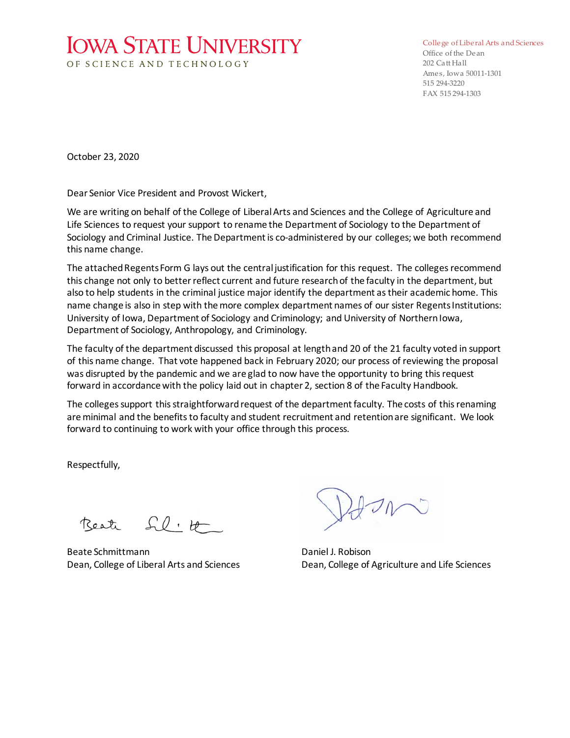**IOWA STATE UNIVERSITY**
OF SCIENCE AND TECHNOLOGY

College of Liberal Arts and Sciences
Office of the Dean
202 Catt Hall
Ames, Iowa 50011-1301
515 294-3220
FAX 515 294-1303

October 23, 2020

Dear Senior Vice President and Provost Wickert,

We are writing on behalf of the College of Liberal Arts and Sciences and the College of Agriculture and Life Sciences to request your support to rename the Department of Sociology to the Department of Sociology and Criminal Justice. The Department is co-administered by our colleges; we both recommend this name change.

The attached Regents Form G lays out the central justification for this request. The colleges recommend this change not only to better reflect current and future research of the faculty in the department, but also to help students in the criminal justice major identify the department as their academic home. This name change is also in step with the more complex department names of our sister Regents Institutions: University of Iowa, Department of Sociology and Criminology; and University of Northern Iowa, Department of Sociology, Anthropology, and Criminology.

The faculty of the department discussed this proposal at length and 20 of the 21 faculty voted in support of this name change. That vote happened back in February 2020; our process of reviewing the proposal was disrupted by the pandemic and we are glad to now have the opportunity to bring this request forward in accordance with the policy laid out in chapter 2, section 8 of the Faculty Handbook.

The colleges support this straightforward request of the department faculty. The costs of this renaming are minimal and the benefits to faculty and student recruitment and retention are significant. We look forward to continuing to work with your office through this process.

Respectfully,

Beate Schmittmann
Dean, College of Liberal Arts and Sciences

Daniel J. Robison
Dean, College of Agriculture and Life Sciences